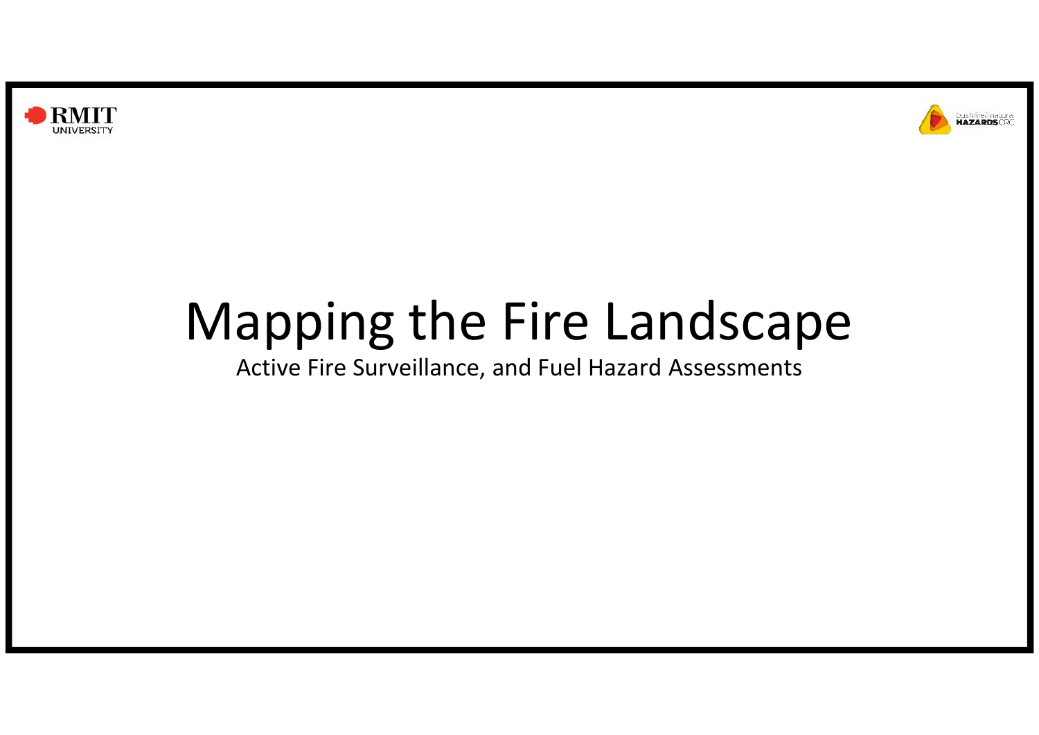RMIT UNIVERSITY

bushfire&natural HAZARDSCRC

# Mapping the Fire Landscape

Active Fire Surveillance, and Fuel Hazard Assessments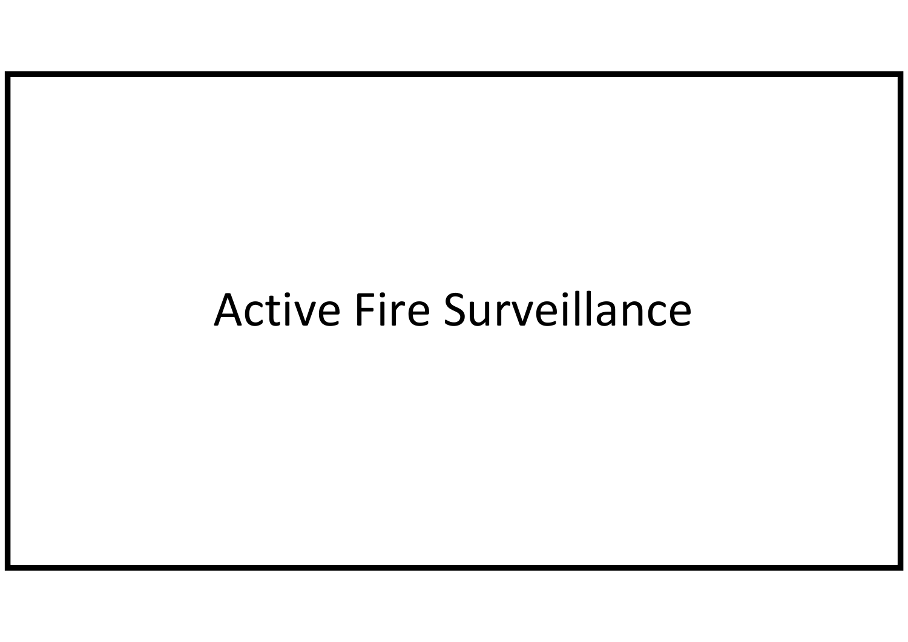# Active Fire Surveillance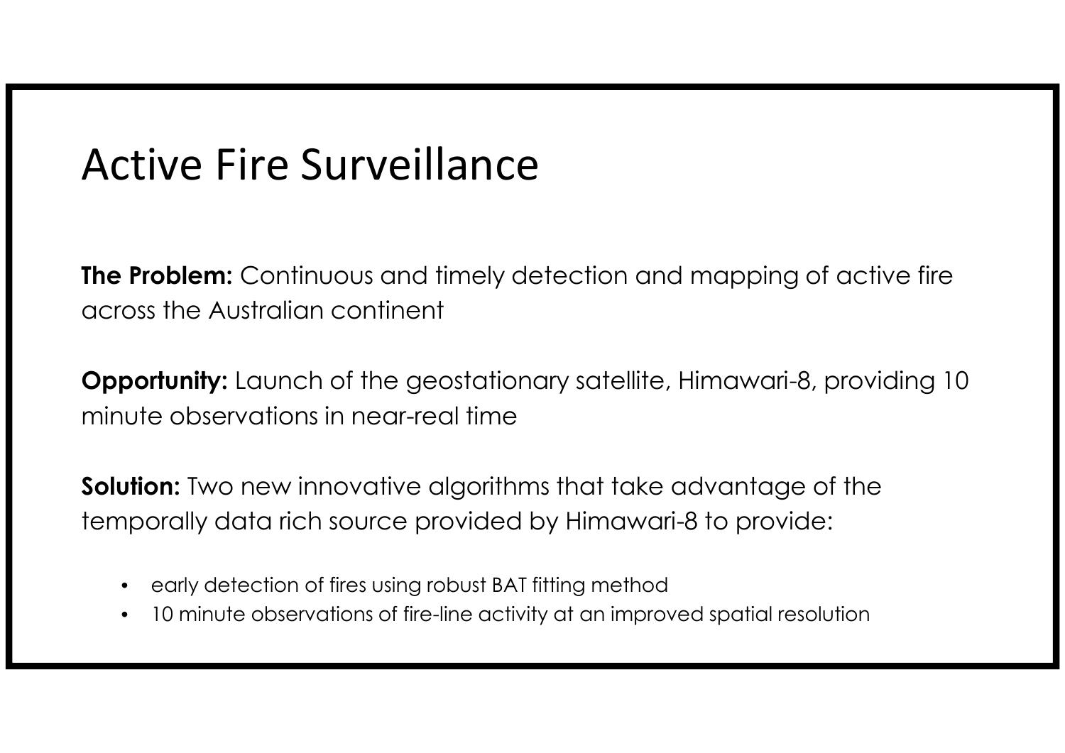# Active Fire Surveillance

**The Problem:** Continuous and timely detection and mapping of active fire across the Australian continent

**Opportunity:** Launch of the geostationary satellite, Himawari-8, providing 10 minute observations in near-real time

**Solution:** Two new innovative algorithms that take advantage of the temporally data rich source provided by Himawari-8 to provide:

- early detection of fires using robust BAT fitting method
- 10 minute observations of fire-line activity at an improved spatial resolution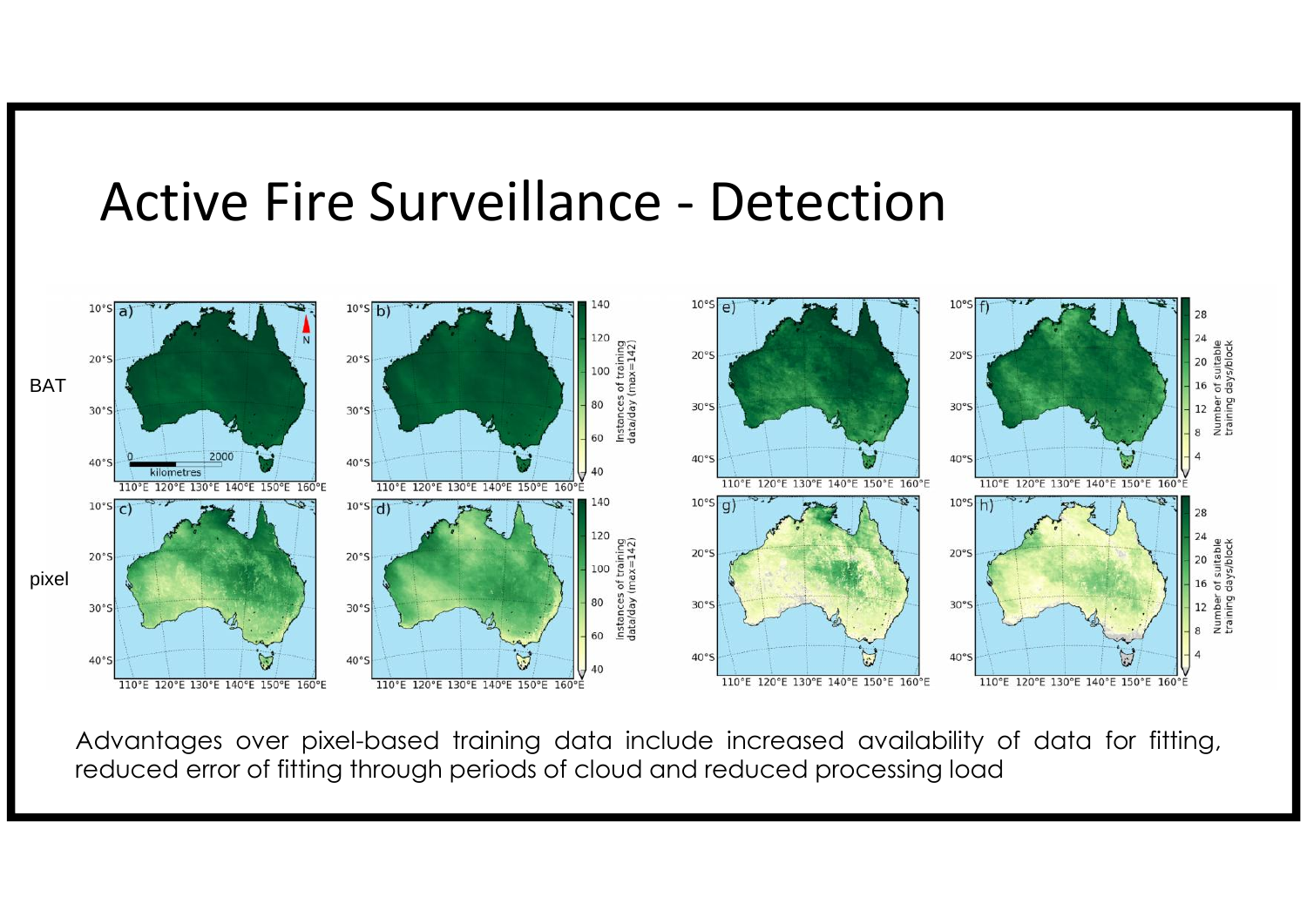# Active Fire Surveillance - Detection

Advantages over pixel-based training data include increased availability of data for fitting, reduced error of fitting through periods of cloud and reduced processing load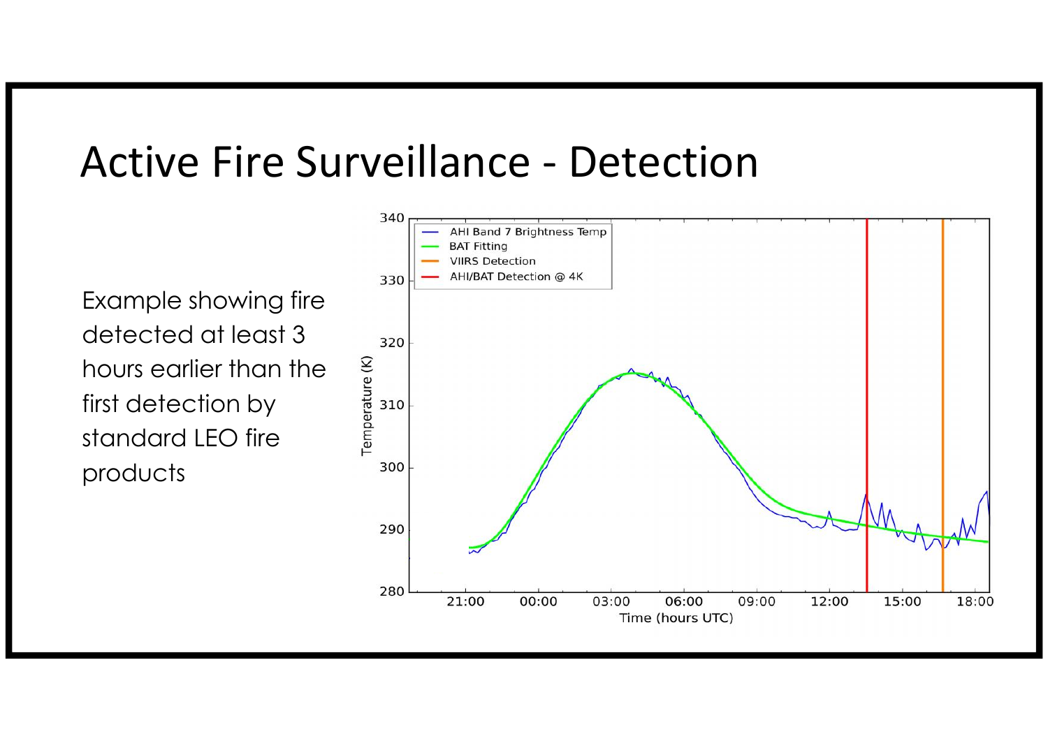# Active Fire Surveillance - Detection

Example showing fire detected at least 3 hours earlier than the first detection by standard LEO fire products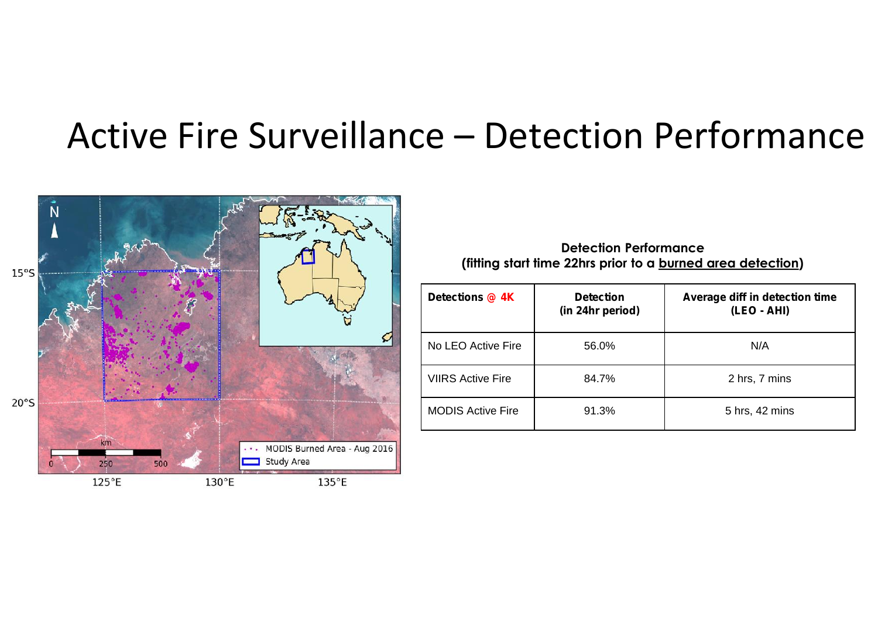# Active Fire Surveillance – Detection Performance

**Detection Performance**
**(fitting start time 22hrs prior to a burned area detection)**

| Detections @ 4K | Detection (in 24hr period) | Average diff in detection time (LEO - AHI) |
|---|---|---|
| No LEO Active Fire | 56.0% | N/A |
| VIIRS Active Fire | 84.7% | 2 hrs, 7 mins |
| MODIS Active Fire | 91.3% | 5 hrs, 42 mins |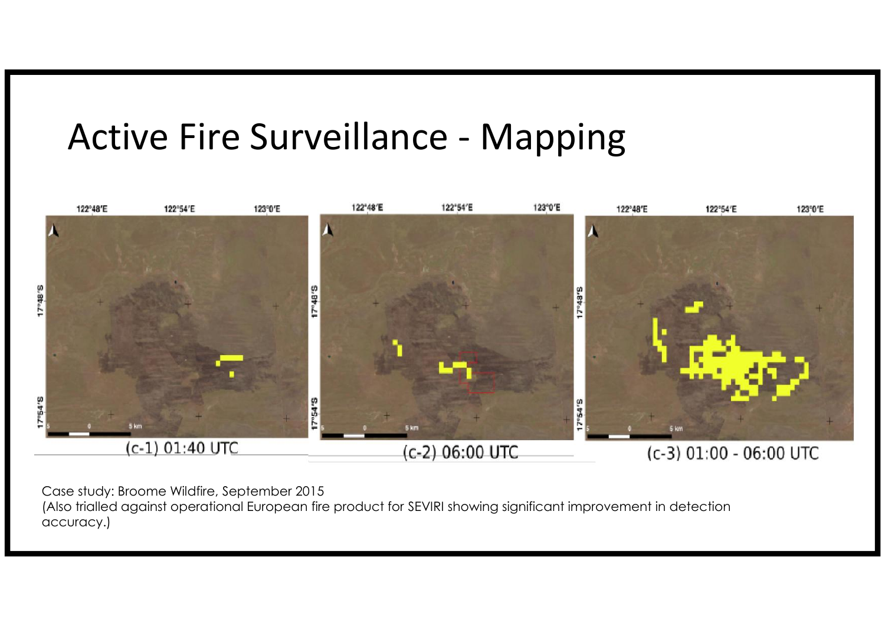# Active Fire Surveillance - Mapping

(c-1) 01:40 UTC

(c-2) 06:00 UTC

(c-3) 01:00 - 06:00 UTC

Case study: Broome Wildfire, September 2015
(Also trialled against operational European fire product for SEVIRI showing significant improvement in detection accuracy.)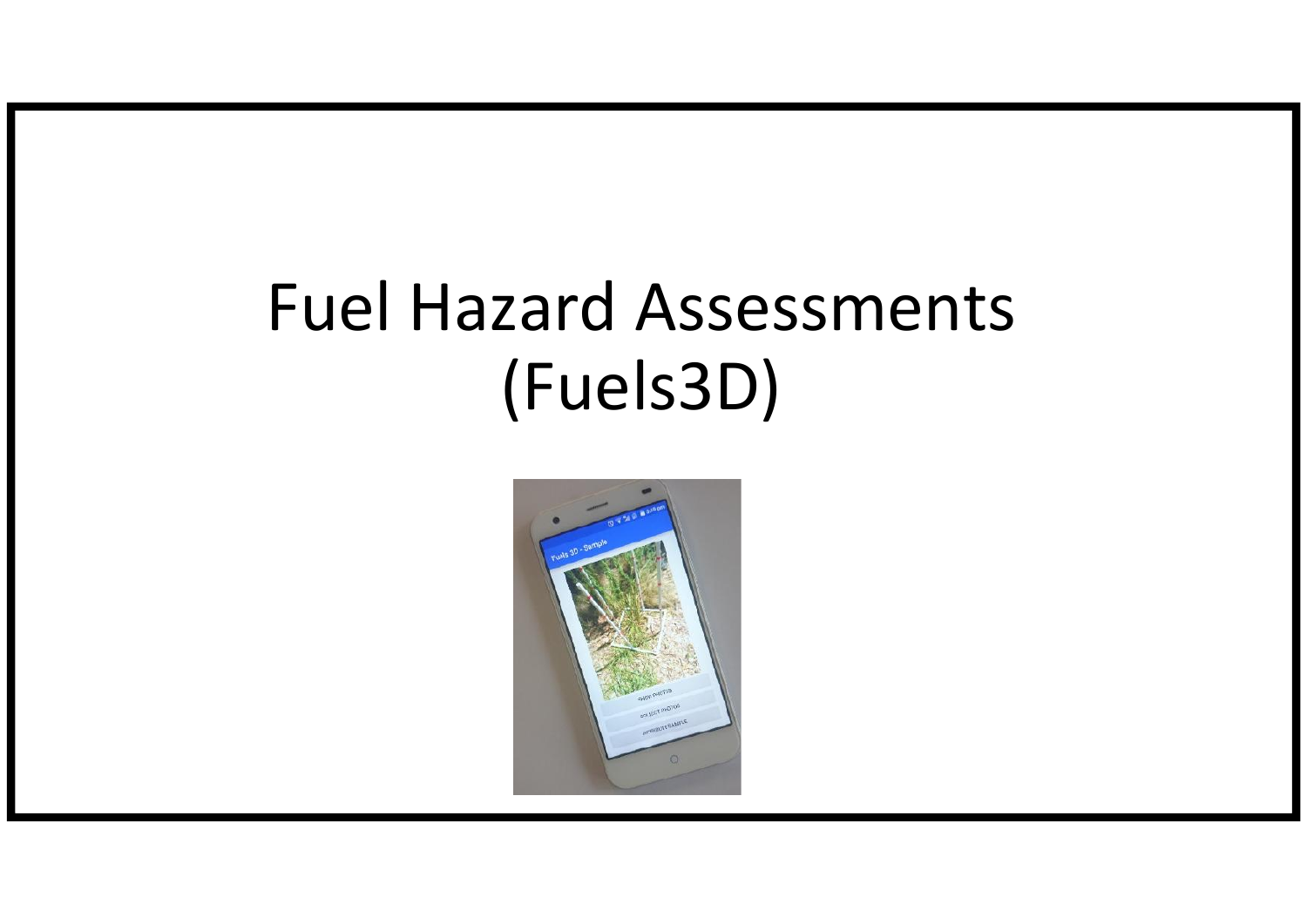# Fuel Hazard Assessments (Fuels3D)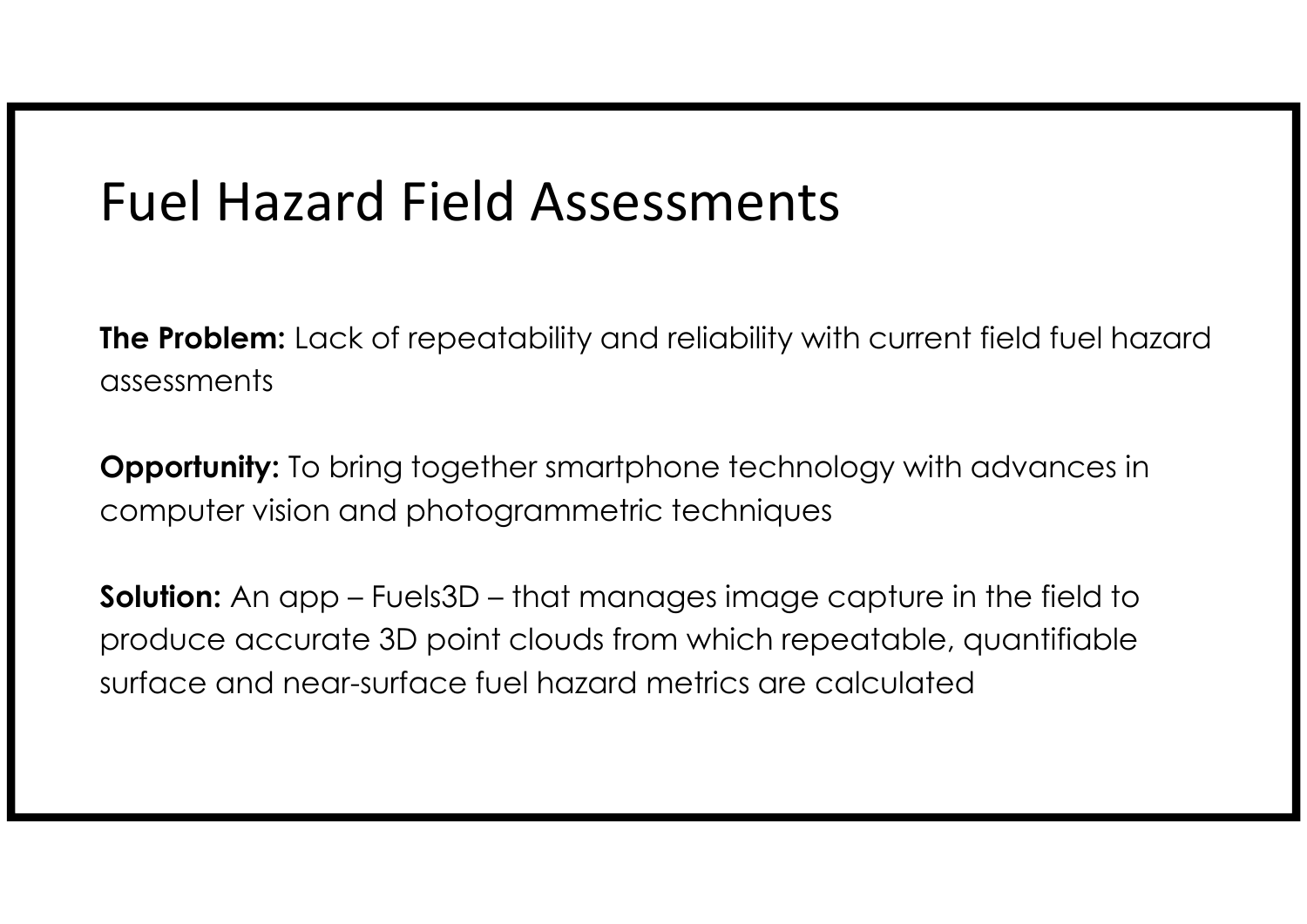# Fuel Hazard Field Assessments

**The Problem:** Lack of repeatability and reliability with current field fuel hazard assessments

**Opportunity:** To bring together smartphone technology with advances in computer vision and photogrammetric techniques

**Solution:** An app – Fuels3D – that manages image capture in the field to produce accurate 3D point clouds from which repeatable, quantifiable surface and near-surface fuel hazard metrics are calculated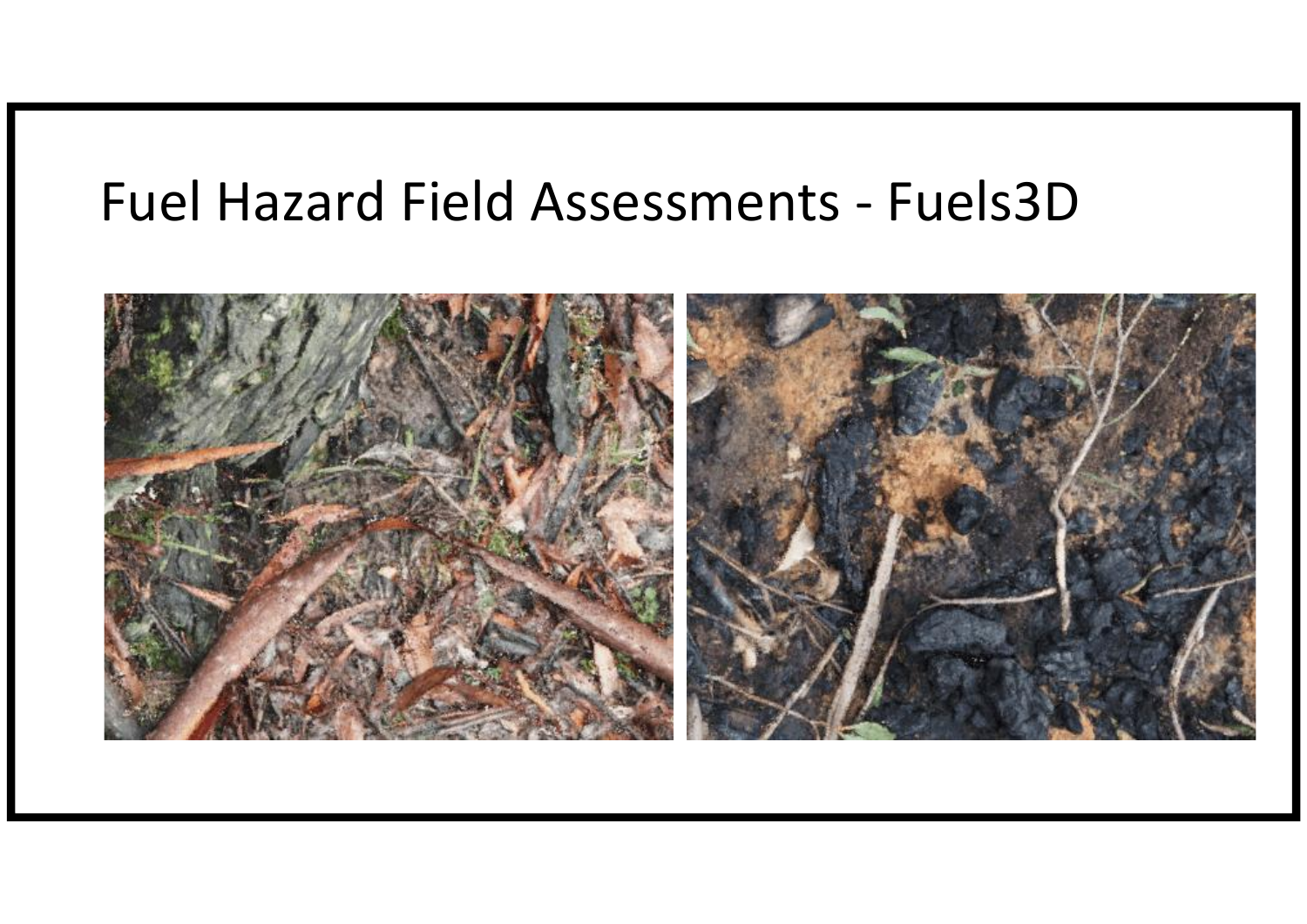# Fuel Hazard Field Assessments - Fuels3D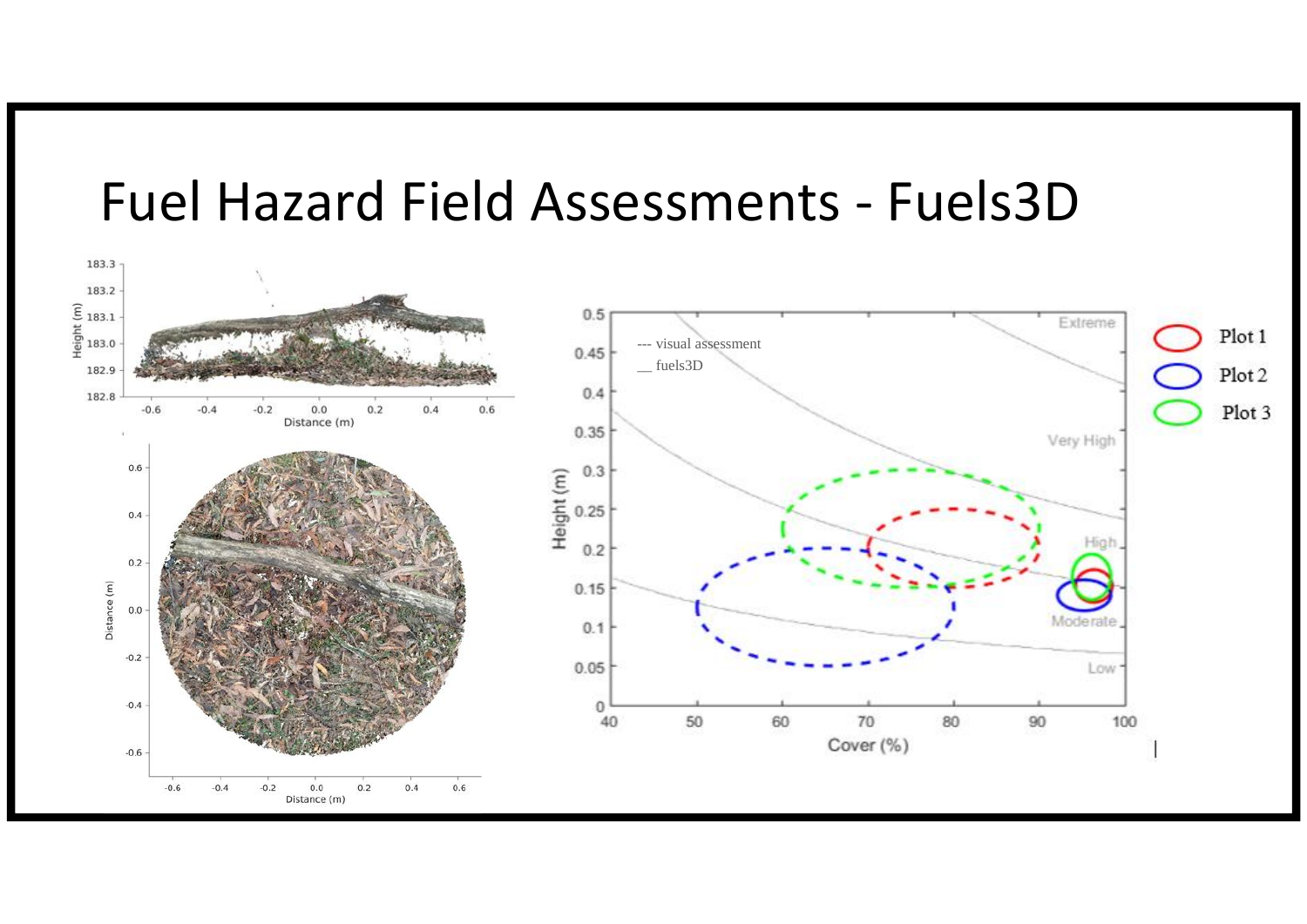# Fuel Hazard Field Assessments - Fuels3D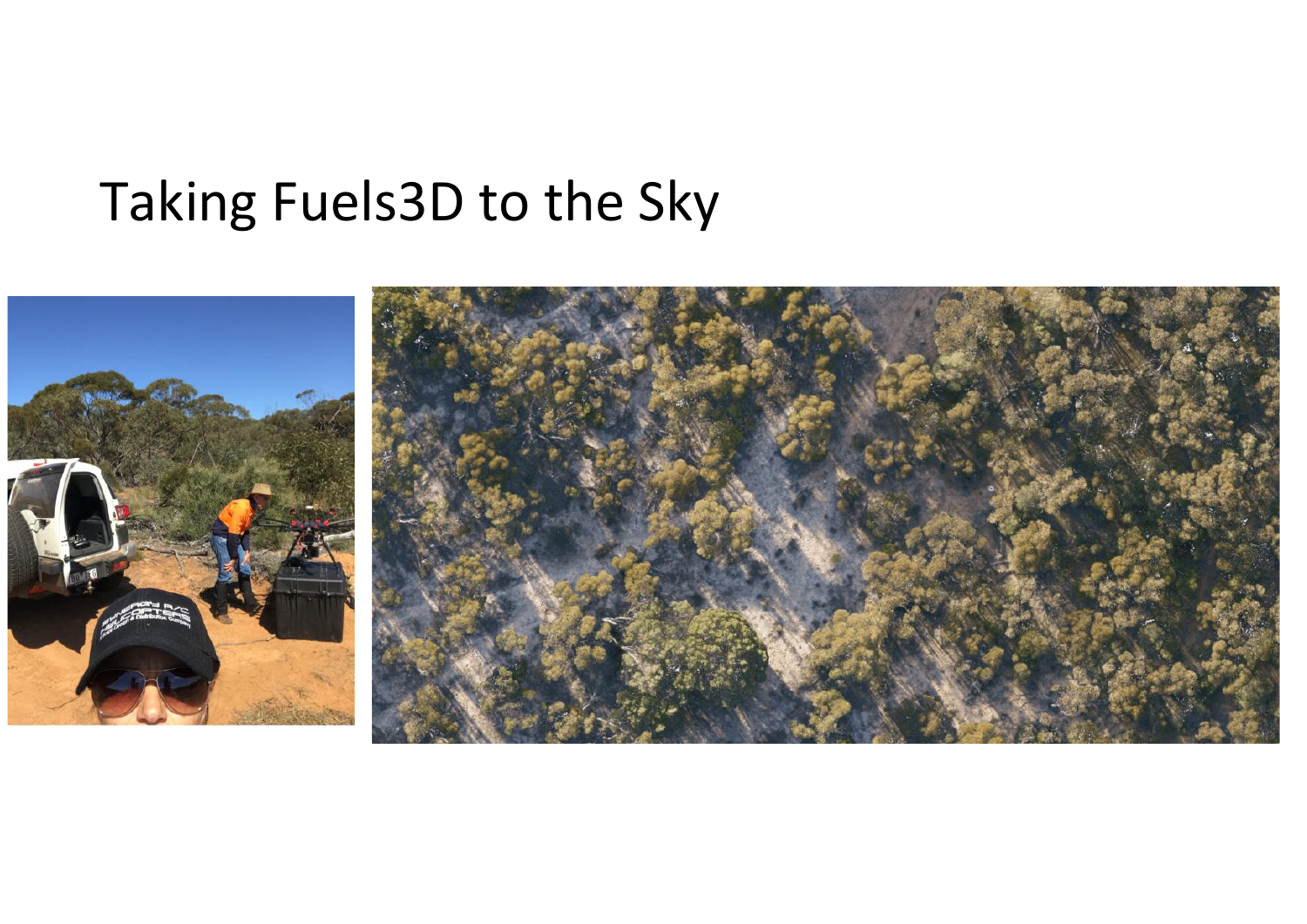# Taking Fuels3D to the Sky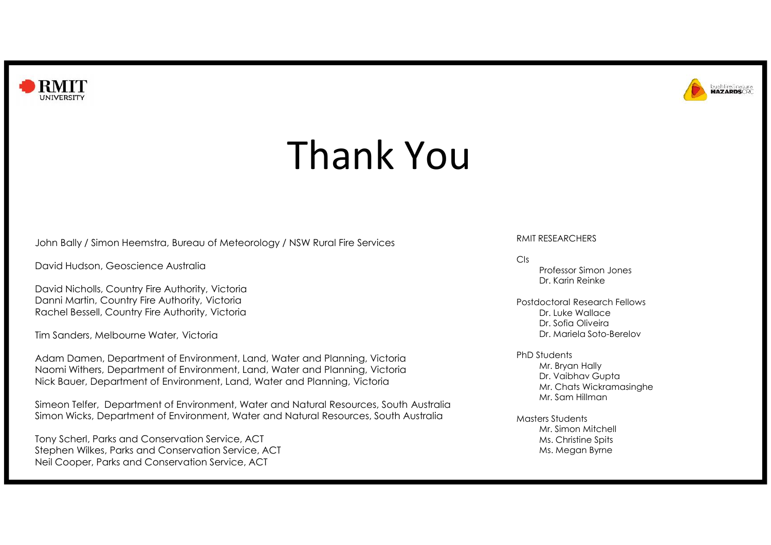# Thank You

John Bally / Simon Heemstra, Bureau of Meteorology / NSW Rural Fire Services

David Hudson, Geoscience Australia

David Nicholls, Country Fire Authority, Victoria
Danni Martin, Country Fire Authority, Victoria
Rachel Bessell, Country Fire Authority, Victoria

Tim Sanders, Melbourne Water, Victoria

Adam Damen, Department of Environment, Land, Water and Planning, Victoria
Naomi Withers, Department of Environment, Land, Water and Planning, Victoria
Nick Bauer, Department of Environment, Land, Water and Planning, Victoria

Simeon Telfer, Department of Environment, Water and Natural Resources, South Australia
Simon Wicks, Department of Environment, Water and Natural Resources, South Australia

Tony Scherl, Parks and Conservation Service, ACT
Stephen Wilkes, Parks and Conservation Service, ACT
Neil Cooper, Parks and Conservation Service, ACT

RMIT RESEARCHERS

CIs
- Professor Simon Jones
- Dr. Karin Reinke

Postdoctoral Research Fellows
- Dr. Luke Wallace
- Dr. Sofia Oliveira
- Dr. Mariela Soto-Berelov

PhD Students
- Mr. Bryan Hally
- Dr. Vaibhav Gupta
- Mr. Chats Wickramasinghe
- Mr. Sam Hillman

Masters Students
- Mr. Simon Mitchell
- Ms. Christine Spits
- Ms. Megan Byrne